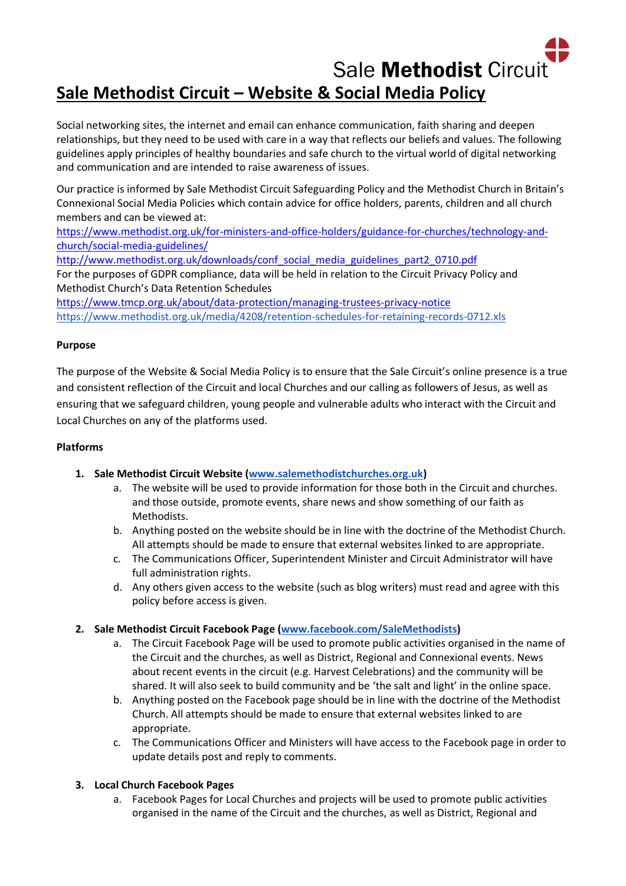Sale **Methodist** Circuit

# Sale Methodist Circuit – Website & Social Media Policy

Social networking sites, the internet and email can enhance communication, faith sharing and deepen relationships, but they need to be used with care in a way that reflects our beliefs and values. The following guidelines apply principles of healthy boundaries and safe church to the virtual world of digital networking and communication and are intended to raise awareness of issues.

Our practice is informed by Sale Methodist Circuit Safeguarding Policy and the Methodist Church in Britain's Connexional Social Media Policies which contain advice for office holders, parents, children and all church members and can be viewed at:
https://www.methodist.org.uk/for-ministers-and-office-holders/guidance-for-churches/technology-and-church/social-media-guidelines/
http://www.methodist.org.uk/downloads/conf_social_media_guidelines_part2_0710.pdf
For the purposes of GDPR compliance, data will be held in relation to the Circuit Privacy Policy and Methodist Church's Data Retention Schedules
https://www.tmcp.org.uk/about/data-protection/managing-trustees-privacy-notice
https://www.methodist.org.uk/media/4208/retention-schedules-for-retaining-records-0712.xls

**Purpose**

The purpose of the Website & Social Media Policy is to ensure that the Sale Circuit's online presence is a true and consistent reflection of the Circuit and local Churches and our calling as followers of Jesus, as well as ensuring that we safeguard children, young people and vulnerable adults who interact with the Circuit and Local Churches on any of the platforms used.

**Platforms**

1. **Sale Methodist Circuit Website (www.salemethodistchurches.org.uk)**
   a. The website will be used to provide information for those both in the Circuit and churches. and those outside, promote events, share news and show something of our faith as Methodists.
   b. Anything posted on the website should be in line with the doctrine of the Methodist Church. All attempts should be made to ensure that external websites linked to are appropriate.
   c. The Communications Officer, Superintendent Minister and Circuit Administrator will have full administration rights.
   d. Any others given access to the website (such as blog writers) must read and agree with this policy before access is given.

2. **Sale Methodist Circuit Facebook Page (www.facebook.com/SaleMethodists)**
   a. The Circuit Facebook Page will be used to promote public activities organised in the name of the Circuit and the churches, as well as District, Regional and Connexional events. News about recent events in the circuit (e.g. Harvest Celebrations) and the community will be shared. It will also seek to build community and be 'the salt and light' in the online space.
   b. Anything posted on the Facebook page should be in line with the doctrine of the Methodist Church. All attempts should be made to ensure that external websites linked to are appropriate.
   c. The Communications Officer and Ministers will have access to the Facebook page in order to update details post and reply to comments.

3. **Local Church Facebook Pages**
   a. Facebook Pages for Local Churches and projects will be used to promote public activities organised in the name of the Circuit and the churches, as well as District, Regional and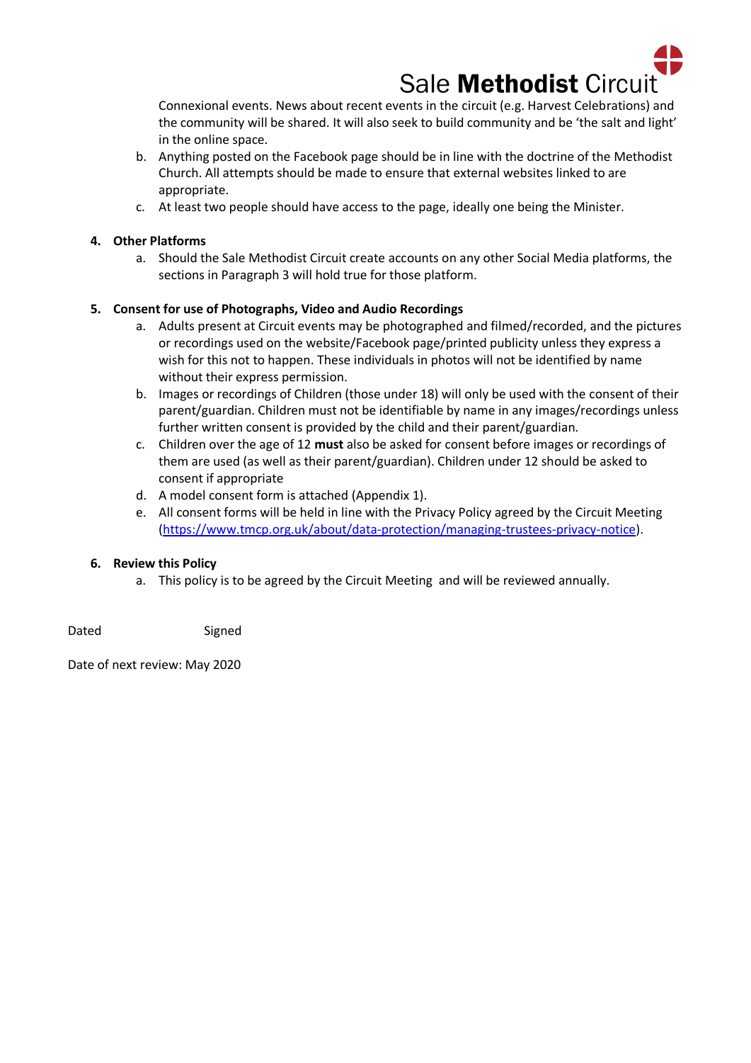Connexional events. News about recent events in the circuit (e.g. Harvest Celebrations) and the community will be shared. It will also seek to build community and be 'the salt and light' in the online space.

   b. Anything posted on the Facebook page should be in line with the doctrine of the Methodist Church. All attempts should be made to ensure that external websites linked to are appropriate.
   c. At least two people should have access to the page, ideally one being the Minister.

4. **Other Platforms**
   a. Should the Sale Methodist Circuit create accounts on any other Social Media platforms, the sections in Paragraph 3 will hold true for those platform.

5. **Consent for use of Photographs, Video and Audio Recordings**
   a. Adults present at Circuit events may be photographed and filmed/recorded, and the pictures or recordings used on the website/Facebook page/printed publicity unless they express a wish for this not to happen. These individuals in photos will not be identified by name without their express permission.
   b. Images or recordings of Children (those under 18) will only be used with the consent of their parent/guardian. Children must not be identifiable by name in any images/recordings unless further written consent is provided by the child and their parent/guardian.
   c. Children over the age of 12 **must** also be asked for consent before images or recordings of them are used (as well as their parent/guardian). Children under 12 should be asked to consent if appropriate
   d. A model consent form is attached (Appendix 1).
   e. All consent forms will be held in line with the Privacy Policy agreed by the Circuit Meeting (https://www.tmcp.org.uk/about/data-protection/managing-trustees-privacy-notice).

6. **Review this Policy**
   a. This policy is to be agreed by the Circuit Meeting and will be reviewed annually.

Dated Signed

Date of next review: May 2020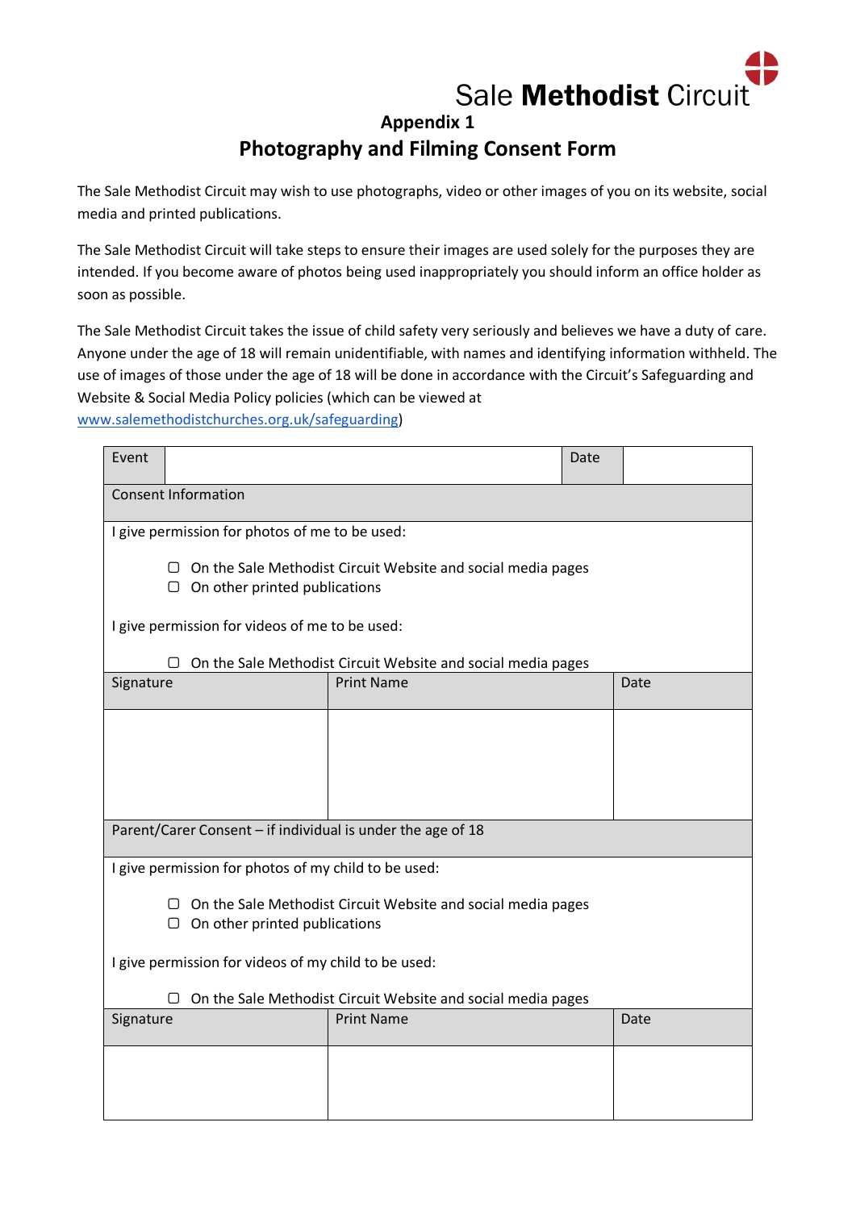Sale **Methodist** Circuit

## Appendix 1

# Photography and Filming Consent Form

The Sale Methodist Circuit may wish to use photographs, video or other images of you on its website, social media and printed publications.

The Sale Methodist Circuit will take steps to ensure their images are used solely for the purposes they are intended. If you become aware of photos being used inappropriately you should inform an office holder as soon as possible.

The Sale Methodist Circuit takes the issue of child safety very seriously and believes we have a duty of care. Anyone under the age of 18 will remain unidentifiable, with names and identifying information withheld. The use of images of those under the age of 18 will be done in accordance with the Circuit's Safeguarding and Website & Social Media Policy policies (which can be viewed at www.salemethodistchurches.org.uk/safeguarding)

| Event | | Date | |
|---|---|---|---|
| **Consent Information** | | | |
| I give permission for photos of me to be used:<br><br>▢ On the Sale Methodist Circuit Website and social media pages<br>▢ On other printed publications<br><br>I give permission for videos of me to be used:<br><br>▢ On the Sale Methodist Circuit Website and social media pages | | | |
| Signature | Print Name | Date | |
| | | | |
| **Parent/Carer Consent – if individual is under the age of 18** | | | |
| I give permission for photos of my child to be used:<br><br>▢ On the Sale Methodist Circuit Website and social media pages<br>▢ On other printed publications<br><br>I give permission for videos of my child to be used:<br><br>▢ On the Sale Methodist Circuit Website and social media pages | | | |
| Signature | Print Name | Date | |
| | | | |